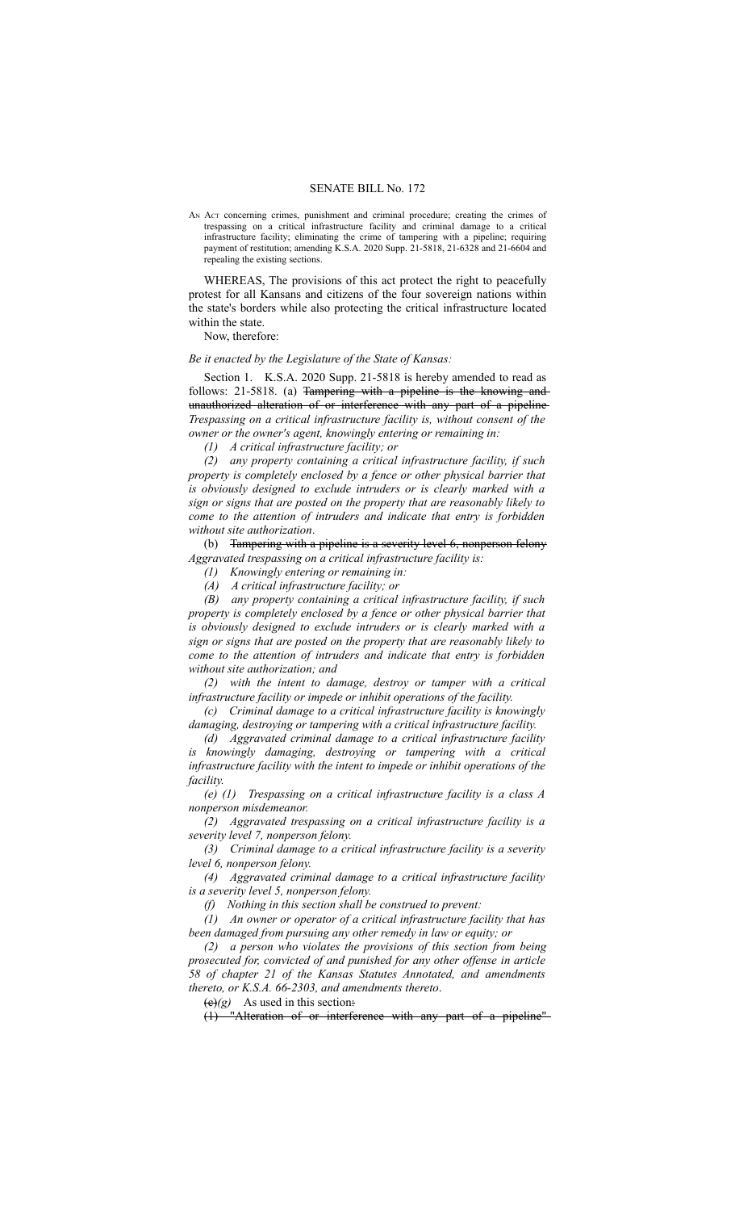# SENATE BILL No. 172

AN ACT concerning crimes, punishment and criminal procedure; creating the crimes of trespassing on a critical infrastructure facility and criminal damage to a critical infrastructure facility; eliminating the crime of tampering with a pipeline; requiring payment of restitution; amending K.S.A. 2020 Supp. 21-5818, 21-6328 and 21-6604 and repealing the existing sections.

WHEREAS, The provisions of this act protect the right to peacefully protest for all Kansans and citizens of the four sovereign nations within the state's borders while also protecting the critical infrastructure located within the state.

Now, therefore:

*Be it enacted by the Legislature of the State of Kansas:*

Section 1. K.S.A. 2020 Supp. 21-5818 is hereby amended to read as follows: 21-5818. (a) ~~Tampering with a pipeline is the knowing and unauthorized alteration of or interference with any part of a pipeline~~ *Trespassing on a critical infrastructure facility is, without consent of the owner or the owner's agent, knowingly entering or remaining in:*

*(1) A critical infrastructure facility; or*

*(2) any property containing a critical infrastructure facility, if such property is completely enclosed by a fence or other physical barrier that is obviously designed to exclude intruders or is clearly marked with a sign or signs that are posted on the property that are reasonably likely to come to the attention of intruders and indicate that entry is forbidden without site authorization*.

(b) ~~Tampering with a pipeline is a severity level 6, nonperson felony~~ *Aggravated trespassing on a critical infrastructure facility is:*

*(1) Knowingly entering or remaining in:*

*(A) A critical infrastructure facility; or*

*(B) any property containing a critical infrastructure facility, if such property is completely enclosed by a fence or other physical barrier that is obviously designed to exclude intruders or is clearly marked with a sign or signs that are posted on the property that are reasonably likely to come to the attention of intruders and indicate that entry is forbidden without site authorization; and*

*(2) with the intent to damage, destroy or tamper with a critical infrastructure facility or impede or inhibit operations of the facility.*

*(c) Criminal damage to a critical infrastructure facility is knowingly damaging, destroying or tampering with a critical infrastructure facility.*

*(d) Aggravated criminal damage to a critical infrastructure facility is knowingly damaging, destroying or tampering with a critical infrastructure facility with the intent to impede or inhibit operations of the facility.*

*(e) (1) Trespassing on a critical infrastructure facility is a class A nonperson misdemeanor.*

*(2) Aggravated trespassing on a critical infrastructure facility is a severity level 7, nonperson felony.*

*(3) Criminal damage to a critical infrastructure facility is a severity level 6, nonperson felony.*

*(4) Aggravated criminal damage to a critical infrastructure facility is a severity level 5, nonperson felony.*

*(f) Nothing in this section shall be construed to prevent:*

*(1) An owner or operator of a critical infrastructure facility that has been damaged from pursuing any other remedy in law or equity; or*

*(2) a person who violates the provisions of this section from being prosecuted for, convicted of and punished for any other offense in article 58 of chapter 21 of the Kansas Statutes Annotated, and amendments thereto, or K.S.A. 66-2303, and amendments thereto*.

~~(c)~~*(g)* As used in this section~~:~~

~~(1) "Alteration of or interference with any part of a pipeline"~~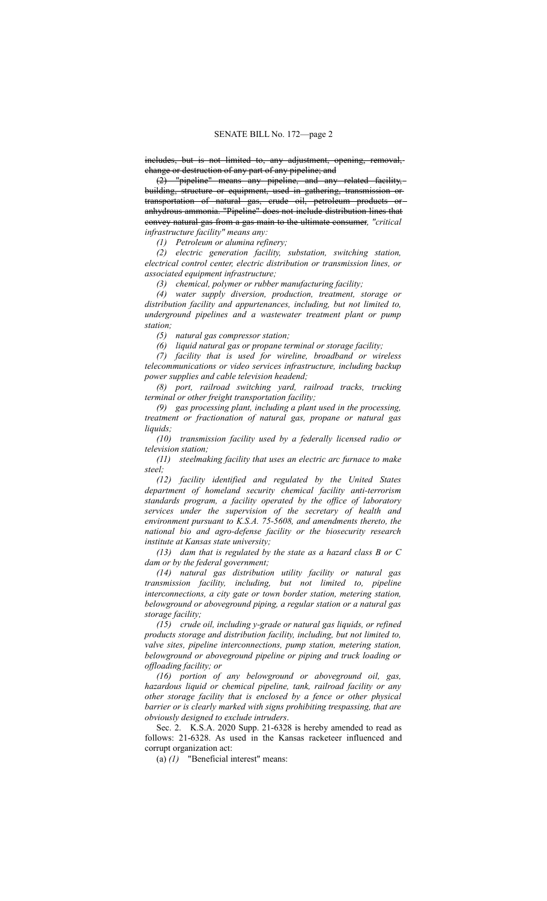~~includes, but is not limited to, any adjustment, opening, removal, change or destruction of any part of any pipeline; and~~

~~(2) "pipeline" means any pipeline, and any related facility, building, structure or equipment, used in gathering, transmission or transportation of natural gas, crude oil, petroleum products or anhydrous ammonia. "Pipeline" does not include distribution lines that convey natural gas from a gas main to the ultimate consumer~~*, "critical infrastructure facility" means any:*

*(1) Petroleum or alumina refinery;*

*(2) electric generation facility, substation, switching station, electrical control center, electric distribution or transmission lines, or associated equipment infrastructure;*

*(3) chemical, polymer or rubber manufacturing facility;*

*(4) water supply diversion, production, treatment, storage or distribution facility and appurtenances, including, but not limited to, underground pipelines and a wastewater treatment plant or pump station;*

*(5) natural gas compressor station;*

*(6) liquid natural gas or propane terminal or storage facility;*

*(7) facility that is used for wireline, broadband or wireless telecommunications or video services infrastructure, including backup power supplies and cable television headend;*

*(8) port, railroad switching yard, railroad tracks, trucking terminal or other freight transportation facility;*

*(9) gas processing plant, including a plant used in the processing, treatment or fractionation of natural gas, propane or natural gas liquids;*

*(10) transmission facility used by a federally licensed radio or television station;*

*(11) steelmaking facility that uses an electric arc furnace to make steel;*

*(12) facility identified and regulated by the United States department of homeland security chemical facility anti-terrorism standards program, a facility operated by the office of laboratory services under the supervision of the secretary of health and environment pursuant to K.S.A. 75-5608, and amendments thereto, the national bio and agro-defense facility or the biosecurity research institute at Kansas state university;*

*(13) dam that is regulated by the state as a hazard class B or C dam or by the federal government;*

*(14) natural gas distribution utility facility or natural gas transmission facility, including, but not limited to, pipeline interconnections, a city gate or town border station, metering station, belowground or aboveground piping, a regular station or a natural gas storage facility;*

*(15) crude oil, including y-grade or natural gas liquids, or refined products storage and distribution facility, including, but not limited to, valve sites, pipeline interconnections, pump station, metering station, belowground or aboveground pipeline or piping and truck loading or offloading facility; or*

*(16) portion of any belowground or aboveground oil, gas, hazardous liquid or chemical pipeline, tank, railroad facility or any other storage facility that is enclosed by a fence or other physical barrier or is clearly marked with signs prohibiting trespassing, that are obviously designed to exclude intruders*.

Sec. 2. K.S.A. 2020 Supp. 21-6328 is hereby amended to read as follows: 21-6328. As used in the Kansas racketeer influenced and corrupt organization act:

(a) *(1)* "Beneficial interest" means: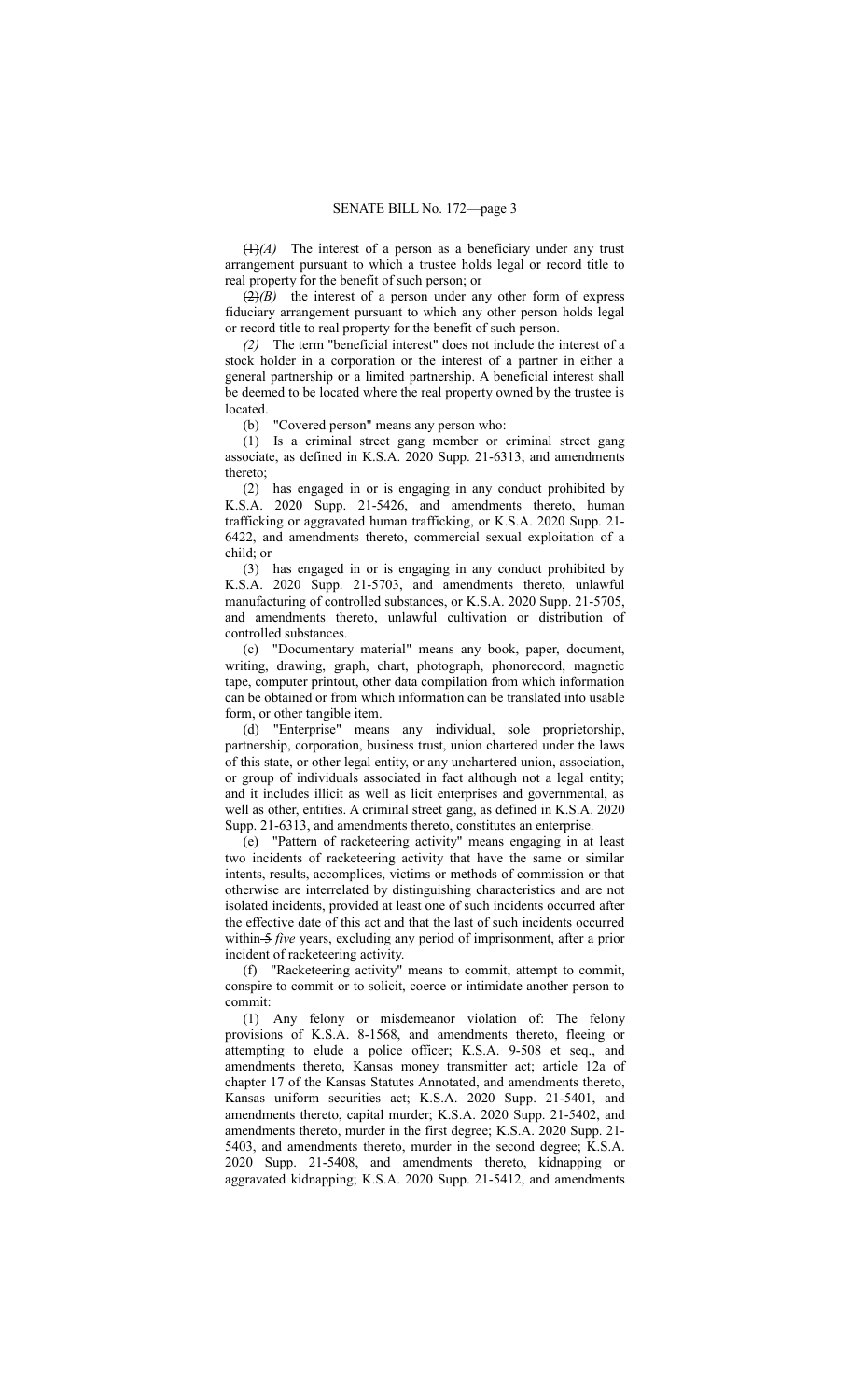~~(1)~~*(A)* The interest of a person as a beneficiary under any trust arrangement pursuant to which a trustee holds legal or record title to real property for the benefit of such person; or

~~(2)~~*(B)* the interest of a person under any other form of express fiduciary arrangement pursuant to which any other person holds legal or record title to real property for the benefit of such person.

*(2)* The term "beneficial interest" does not include the interest of a stock holder in a corporation or the interest of a partner in either a general partnership or a limited partnership. A beneficial interest shall be deemed to be located where the real property owned by the trustee is located.

(b) "Covered person" means any person who:

(1) Is a criminal street gang member or criminal street gang associate, as defined in K.S.A. 2020 Supp. 21-6313, and amendments thereto;

(2) has engaged in or is engaging in any conduct prohibited by K.S.A. 2020 Supp. 21-5426, and amendments thereto, human trafficking or aggravated human trafficking, or K.S.A. 2020 Supp. 21-6422, and amendments thereto, commercial sexual exploitation of a child; or

(3) has engaged in or is engaging in any conduct prohibited by K.S.A. 2020 Supp. 21-5703, and amendments thereto, unlawful manufacturing of controlled substances, or K.S.A. 2020 Supp. 21-5705, and amendments thereto, unlawful cultivation or distribution of controlled substances.

(c) "Documentary material" means any book, paper, document, writing, drawing, graph, chart, photograph, phonorecord, magnetic tape, computer printout, other data compilation from which information can be obtained or from which information can be translated into usable form, or other tangible item.

(d) "Enterprise" means any individual, sole proprietorship, partnership, corporation, business trust, union chartered under the laws of this state, or other legal entity, or any unchartered union, association, or group of individuals associated in fact although not a legal entity; and it includes illicit as well as licit enterprises and governmental, as well as other, entities. A criminal street gang, as defined in K.S.A. 2020 Supp. 21-6313, and amendments thereto, constitutes an enterprise.

(e) "Pattern of racketeering activity" means engaging in at least two incidents of racketeering activity that have the same or similar intents, results, accomplices, victims or methods of commission or that otherwise are interrelated by distinguishing characteristics and are not isolated incidents, provided at least one of such incidents occurred after the effective date of this act and that the last of such incidents occurred within ~~5~~ *five* years, excluding any period of imprisonment, after a prior incident of racketeering activity.

(f) "Racketeering activity" means to commit, attempt to commit, conspire to commit or to solicit, coerce or intimidate another person to commit:

(1) Any felony or misdemeanor violation of: The felony provisions of K.S.A. 8-1568, and amendments thereto, fleeing or attempting to elude a police officer; K.S.A. 9-508 et seq., and amendments thereto, Kansas money transmitter act; article 12a of chapter 17 of the Kansas Statutes Annotated, and amendments thereto, Kansas uniform securities act; K.S.A. 2020 Supp. 21-5401, and amendments thereto, capital murder; K.S.A. 2020 Supp. 21-5402, and amendments thereto, murder in the first degree; K.S.A. 2020 Supp. 21-5403, and amendments thereto, murder in the second degree; K.S.A. 2020 Supp. 21-5408, and amendments thereto, kidnapping or aggravated kidnapping; K.S.A. 2020 Supp. 21-5412, and amendments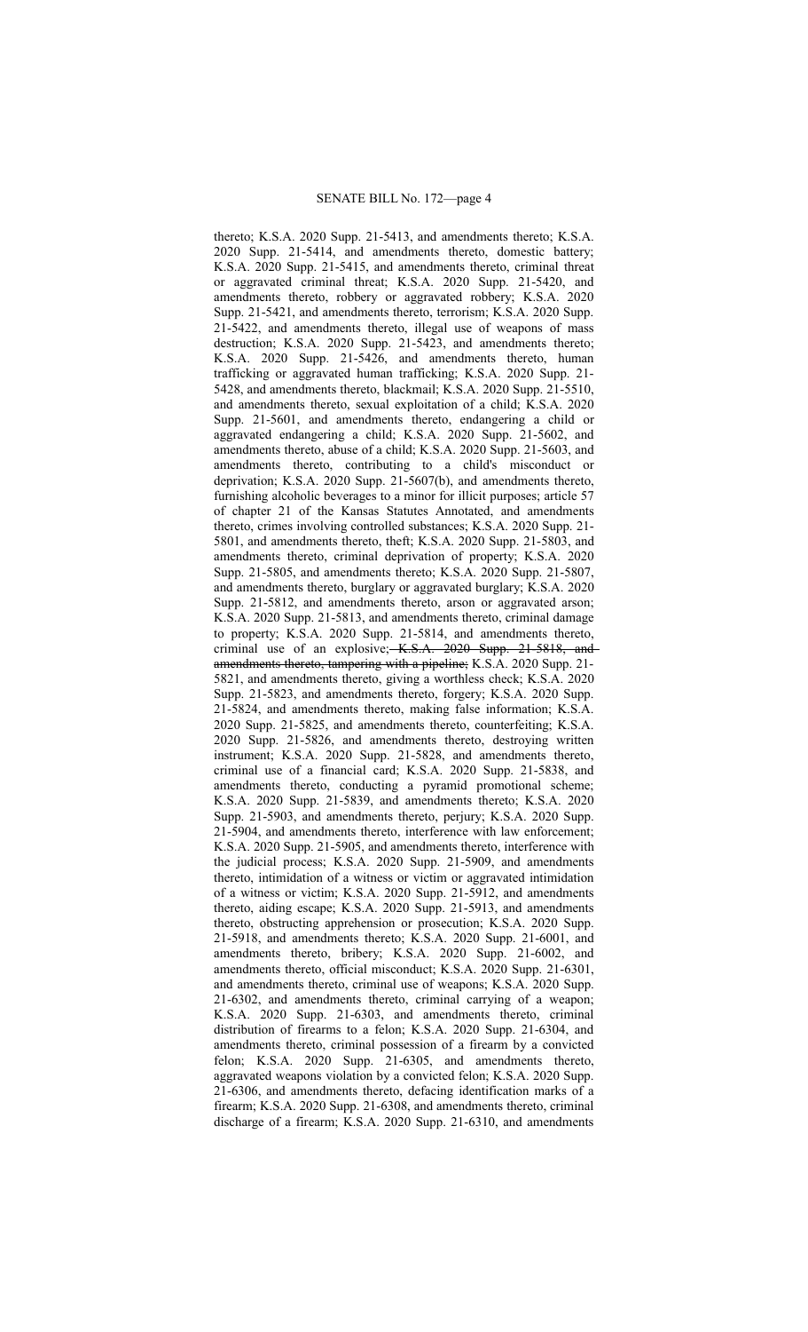thereto; K.S.A. 2020 Supp. 21-5413, and amendments thereto; K.S.A. 2020 Supp. 21-5414, and amendments thereto, domestic battery; K.S.A. 2020 Supp. 21-5415, and amendments thereto, criminal threat or aggravated criminal threat; K.S.A. 2020 Supp. 21-5420, and amendments thereto, robbery or aggravated robbery; K.S.A. 2020 Supp. 21-5421, and amendments thereto, terrorism; K.S.A. 2020 Supp. 21-5422, and amendments thereto, illegal use of weapons of mass destruction; K.S.A. 2020 Supp. 21-5423, and amendments thereto; K.S.A. 2020 Supp. 21-5426, and amendments thereto, human trafficking or aggravated human trafficking; K.S.A. 2020 Supp. 21-5428, and amendments thereto, blackmail; K.S.A. 2020 Supp. 21-5510, and amendments thereto, sexual exploitation of a child; K.S.A. 2020 Supp. 21-5601, and amendments thereto, endangering a child or aggravated endangering a child; K.S.A. 2020 Supp. 21-5602, and amendments thereto, abuse of a child; K.S.A. 2020 Supp. 21-5603, and amendments thereto, contributing to a child's misconduct or deprivation; K.S.A. 2020 Supp. 21-5607(b), and amendments thereto, furnishing alcoholic beverages to a minor for illicit purposes; article 57 of chapter 21 of the Kansas Statutes Annotated, and amendments thereto, crimes involving controlled substances; K.S.A. 2020 Supp. 21-5801, and amendments thereto, theft; K.S.A. 2020 Supp. 21-5803, and amendments thereto, criminal deprivation of property; K.S.A. 2020 Supp. 21-5805, and amendments thereto; K.S.A. 2020 Supp. 21-5807, and amendments thereto, burglary or aggravated burglary; K.S.A. 2020 Supp. 21-5812, and amendments thereto, arson or aggravated arson; K.S.A. 2020 Supp. 21-5813, and amendments thereto, criminal damage to property; K.S.A. 2020 Supp. 21-5814, and amendments thereto, criminal use of an explosive; ~~K.S.A. 2020 Supp. 21-5818, and amendments thereto, tampering with a pipeline;~~ K.S.A. 2020 Supp. 21-5821, and amendments thereto, giving a worthless check; K.S.A. 2020 Supp. 21-5823, and amendments thereto, forgery; K.S.A. 2020 Supp. 21-5824, and amendments thereto, making false information; K.S.A. 2020 Supp. 21-5825, and amendments thereto, counterfeiting; K.S.A. 2020 Supp. 21-5826, and amendments thereto, destroying written instrument; K.S.A. 2020 Supp. 21-5828, and amendments thereto, criminal use of a financial card; K.S.A. 2020 Supp. 21-5838, and amendments thereto, conducting a pyramid promotional scheme; K.S.A. 2020 Supp. 21-5839, and amendments thereto; K.S.A. 2020 Supp. 21-5903, and amendments thereto, perjury; K.S.A. 2020 Supp. 21-5904, and amendments thereto, interference with law enforcement; K.S.A. 2020 Supp. 21-5905, and amendments thereto, interference with the judicial process; K.S.A. 2020 Supp. 21-5909, and amendments thereto, intimidation of a witness or victim or aggravated intimidation of a witness or victim; K.S.A. 2020 Supp. 21-5912, and amendments thereto, aiding escape; K.S.A. 2020 Supp. 21-5913, and amendments thereto, obstructing apprehension or prosecution; K.S.A. 2020 Supp. 21-5918, and amendments thereto; K.S.A. 2020 Supp. 21-6001, and amendments thereto, bribery; K.S.A. 2020 Supp. 21-6002, and amendments thereto, official misconduct; K.S.A. 2020 Supp. 21-6301, and amendments thereto, criminal use of weapons; K.S.A. 2020 Supp. 21-6302, and amendments thereto, criminal carrying of a weapon; K.S.A. 2020 Supp. 21-6303, and amendments thereto, criminal distribution of firearms to a felon; K.S.A. 2020 Supp. 21-6304, and amendments thereto, criminal possession of a firearm by a convicted felon; K.S.A. 2020 Supp. 21-6305, and amendments thereto, aggravated weapons violation by a convicted felon; K.S.A. 2020 Supp. 21-6306, and amendments thereto, defacing identification marks of a firearm; K.S.A. 2020 Supp. 21-6308, and amendments thereto, criminal discharge of a firearm; K.S.A. 2020 Supp. 21-6310, and amendments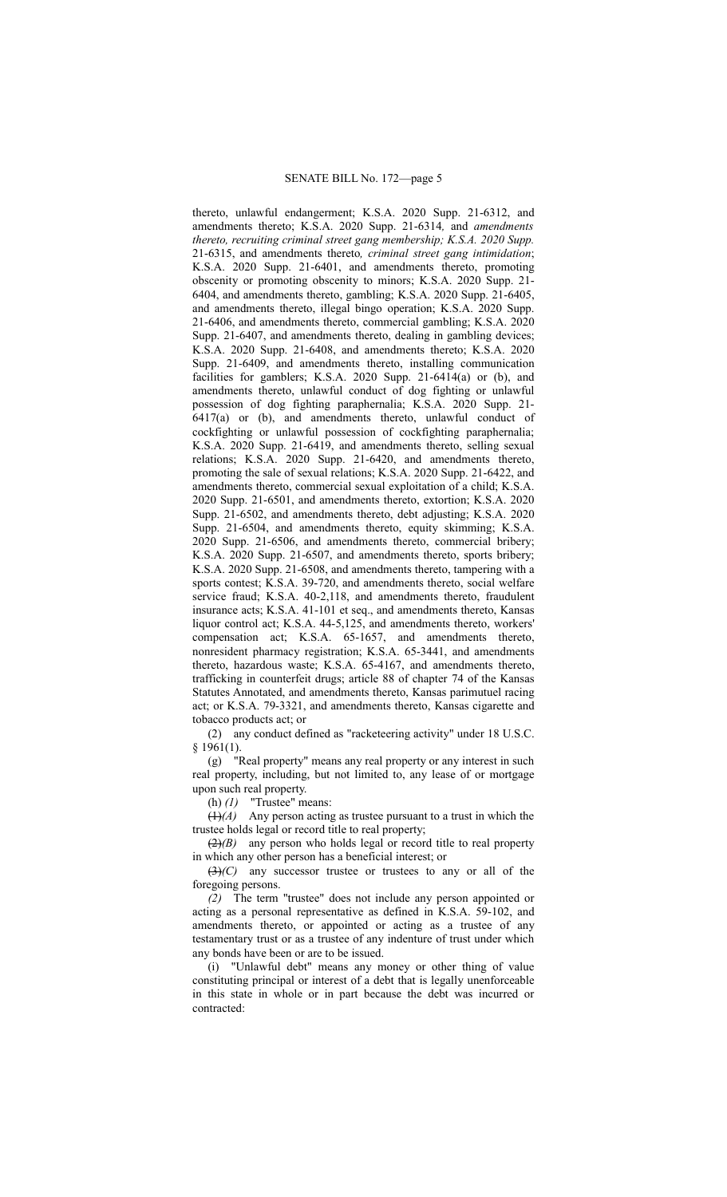thereto, unlawful endangerment; K.S.A. 2020 Supp. 21-6312, and amendments thereto; K.S.A. 2020 Supp. 21-6314*,* and *amendments thereto, recruiting criminal street gang membership; K.S.A. 2020 Supp.* 21-6315, and amendments thereto*, criminal street gang intimidation*; K.S.A. 2020 Supp. 21-6401, and amendments thereto, promoting obscenity or promoting obscenity to minors; K.S.A. 2020 Supp. 21-6404, and amendments thereto, gambling; K.S.A. 2020 Supp. 21-6405, and amendments thereto, illegal bingo operation; K.S.A. 2020 Supp. 21-6406, and amendments thereto, commercial gambling; K.S.A. 2020 Supp. 21-6407, and amendments thereto, dealing in gambling devices; K.S.A. 2020 Supp. 21-6408, and amendments thereto; K.S.A. 2020 Supp. 21-6409, and amendments thereto, installing communication facilities for gamblers; K.S.A. 2020 Supp. 21-6414(a) or (b), and amendments thereto, unlawful conduct of dog fighting or unlawful possession of dog fighting paraphernalia; K.S.A. 2020 Supp. 21-6417(a) or (b), and amendments thereto, unlawful conduct of cockfighting or unlawful possession of cockfighting paraphernalia; K.S.A. 2020 Supp. 21-6419, and amendments thereto, selling sexual relations; K.S.A. 2020 Supp. 21-6420, and amendments thereto, promoting the sale of sexual relations; K.S.A. 2020 Supp. 21-6422, and amendments thereto, commercial sexual exploitation of a child; K.S.A. 2020 Supp. 21-6501, and amendments thereto, extortion; K.S.A. 2020 Supp. 21-6502, and amendments thereto, debt adjusting; K.S.A. 2020 Supp. 21-6504, and amendments thereto, equity skimming; K.S.A. 2020 Supp. 21-6506, and amendments thereto, commercial bribery; K.S.A. 2020 Supp. 21-6507, and amendments thereto, sports bribery; K.S.A. 2020 Supp. 21-6508, and amendments thereto, tampering with a sports contest; K.S.A. 39-720, and amendments thereto, social welfare service fraud; K.S.A. 40-2,118, and amendments thereto, fraudulent insurance acts; K.S.A. 41-101 et seq., and amendments thereto, Kansas liquor control act; K.S.A. 44-5,125, and amendments thereto, workers' compensation act; K.S.A. 65-1657, and amendments thereto, nonresident pharmacy registration; K.S.A. 65-3441, and amendments thereto, hazardous waste; K.S.A. 65-4167, and amendments thereto, trafficking in counterfeit drugs; article 88 of chapter 74 of the Kansas Statutes Annotated, and amendments thereto, Kansas parimutuel racing act; or K.S.A. 79-3321, and amendments thereto, Kansas cigarette and tobacco products act; or

(2) any conduct defined as "racketeering activity" under 18 U.S.C. § 1961(1).

(g) "Real property" means any real property or any interest in such real property, including, but not limited to, any lease of or mortgage upon such real property.

(h) *(1)* "Trustee" means:

~~(1)~~*(A)* Any person acting as trustee pursuant to a trust in which the trustee holds legal or record title to real property;

~~(2)~~*(B)* any person who holds legal or record title to real property in which any other person has a beneficial interest; or

~~(3)~~*(C)* any successor trustee or trustees to any or all of the foregoing persons.

*(2)* The term "trustee" does not include any person appointed or acting as a personal representative as defined in K.S.A. 59-102, and amendments thereto, or appointed or acting as a trustee of any testamentary trust or as a trustee of any indenture of trust under which any bonds have been or are to be issued.

(i) "Unlawful debt" means any money or other thing of value constituting principal or interest of a debt that is legally unenforceable in this state in whole or in part because the debt was incurred or contracted: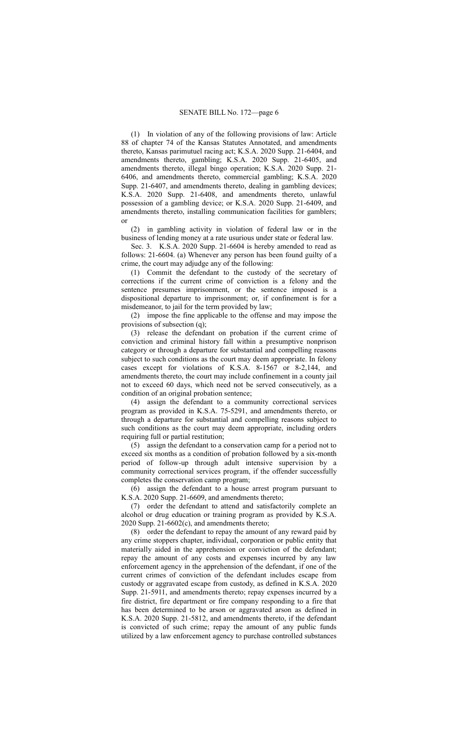(1) In violation of any of the following provisions of law: Article 88 of chapter 74 of the Kansas Statutes Annotated, and amendments thereto, Kansas parimutuel racing act; K.S.A. 2020 Supp. 21-6404, and amendments thereto, gambling; K.S.A. 2020 Supp. 21-6405, and amendments thereto, illegal bingo operation; K.S.A. 2020 Supp. 21-6406, and amendments thereto, commercial gambling; K.S.A. 2020 Supp. 21-6407, and amendments thereto, dealing in gambling devices; K.S.A. 2020 Supp. 21-6408, and amendments thereto, unlawful possession of a gambling device; or K.S.A. 2020 Supp. 21-6409, and amendments thereto, installing communication facilities for gamblers; or

(2) in gambling activity in violation of federal law or in the business of lending money at a rate usurious under state or federal law.

Sec. 3. K.S.A. 2020 Supp. 21-6604 is hereby amended to read as follows: 21-6604. (a) Whenever any person has been found guilty of a crime, the court may adjudge any of the following:

(1) Commit the defendant to the custody of the secretary of corrections if the current crime of conviction is a felony and the sentence presumes imprisonment, or the sentence imposed is a dispositional departure to imprisonment; or, if confinement is for a misdemeanor, to jail for the term provided by law;

(2) impose the fine applicable to the offense and may impose the provisions of subsection (q);

(3) release the defendant on probation if the current crime of conviction and criminal history fall within a presumptive nonprison category or through a departure for substantial and compelling reasons subject to such conditions as the court may deem appropriate. In felony cases except for violations of K.S.A. 8-1567 or 8-2,144, and amendments thereto, the court may include confinement in a county jail not to exceed 60 days, which need not be served consecutively, as a condition of an original probation sentence;

(4) assign the defendant to a community correctional services program as provided in K.S.A. 75-5291, and amendments thereto, or through a departure for substantial and compelling reasons subject to such conditions as the court may deem appropriate, including orders requiring full or partial restitution;

(5) assign the defendant to a conservation camp for a period not to exceed six months as a condition of probation followed by a six-month period of follow-up through adult intensive supervision by a community correctional services program, if the offender successfully completes the conservation camp program;

(6) assign the defendant to a house arrest program pursuant to K.S.A. 2020 Supp. 21-6609, and amendments thereto;

(7) order the defendant to attend and satisfactorily complete an alcohol or drug education or training program as provided by K.S.A. 2020 Supp. 21-6602(c), and amendments thereto;

(8) order the defendant to repay the amount of any reward paid by any crime stoppers chapter, individual, corporation or public entity that materially aided in the apprehension or conviction of the defendant; repay the amount of any costs and expenses incurred by any law enforcement agency in the apprehension of the defendant, if one of the current crimes of conviction of the defendant includes escape from custody or aggravated escape from custody, as defined in K.S.A. 2020 Supp. 21-5911, and amendments thereto; repay expenses incurred by a fire district, fire department or fire company responding to a fire that has been determined to be arson or aggravated arson as defined in K.S.A. 2020 Supp. 21-5812, and amendments thereto, if the defendant is convicted of such crime; repay the amount of any public funds utilized by a law enforcement agency to purchase controlled substances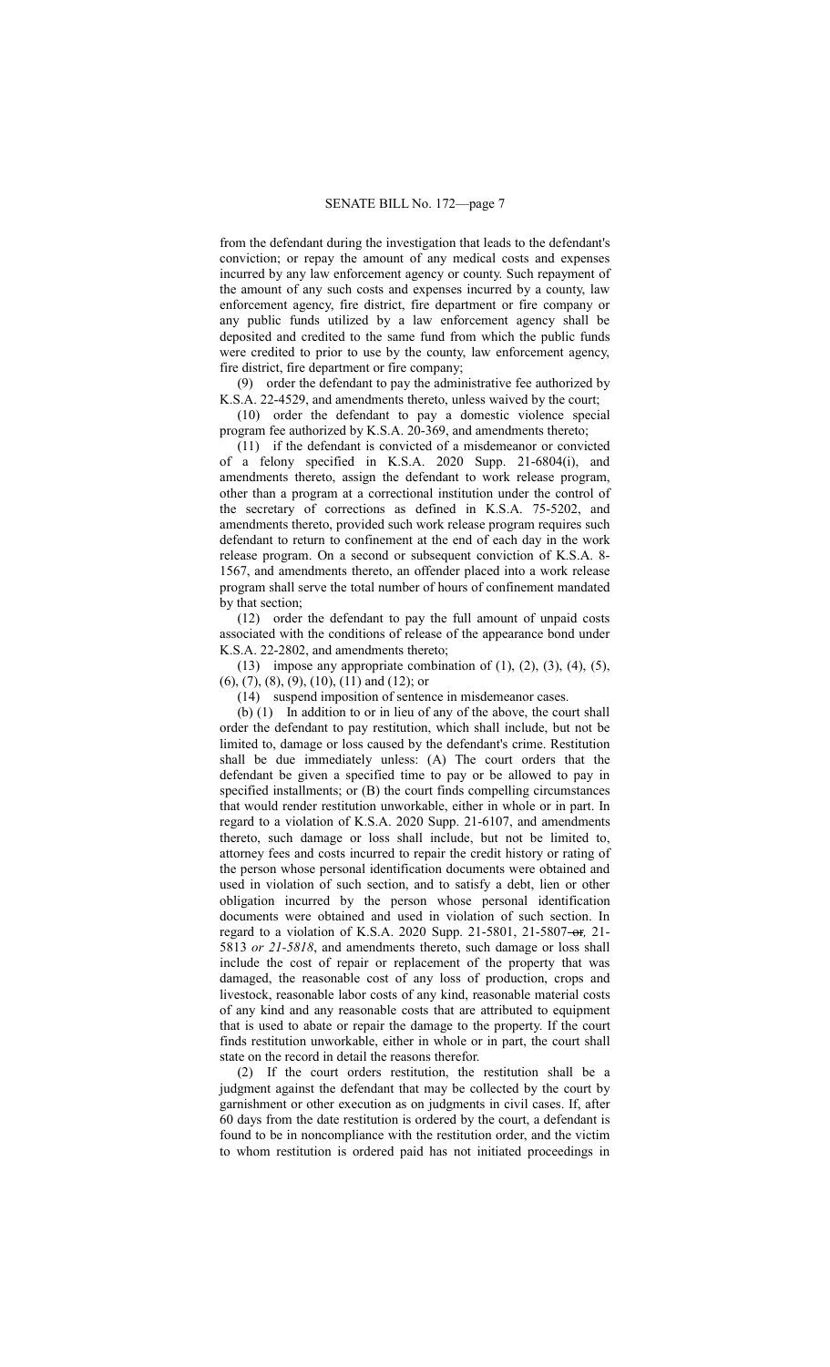from the defendant during the investigation that leads to the defendant's conviction; or repay the amount of any medical costs and expenses incurred by any law enforcement agency or county. Such repayment of the amount of any such costs and expenses incurred by a county, law enforcement agency, fire district, fire department or fire company or any public funds utilized by a law enforcement agency shall be deposited and credited to the same fund from which the public funds were credited to prior to use by the county, law enforcement agency, fire district, fire department or fire company;

(9) order the defendant to pay the administrative fee authorized by K.S.A. 22-4529, and amendments thereto, unless waived by the court;

(10) order the defendant to pay a domestic violence special program fee authorized by K.S.A. 20-369, and amendments thereto;

(11) if the defendant is convicted of a misdemeanor or convicted of a felony specified in K.S.A. 2020 Supp. 21-6804(i), and amendments thereto, assign the defendant to work release program, other than a program at a correctional institution under the control of the secretary of corrections as defined in K.S.A. 75-5202, and amendments thereto, provided such work release program requires such defendant to return to confinement at the end of each day in the work release program. On a second or subsequent conviction of K.S.A. 8-1567, and amendments thereto, an offender placed into a work release program shall serve the total number of hours of confinement mandated by that section;

(12) order the defendant to pay the full amount of unpaid costs associated with the conditions of release of the appearance bond under K.S.A. 22-2802, and amendments thereto;

(13) impose any appropriate combination of (1), (2), (3), (4), (5), (6), (7), (8), (9), (10), (11) and (12); or

(14) suspend imposition of sentence in misdemeanor cases.

(b) (1) In addition to or in lieu of any of the above, the court shall order the defendant to pay restitution, which shall include, but not be limited to, damage or loss caused by the defendant's crime. Restitution shall be due immediately unless: (A) The court orders that the defendant be given a specified time to pay or be allowed to pay in specified installments; or (B) the court finds compelling circumstances that would render restitution unworkable, either in whole or in part. In regard to a violation of K.S.A. 2020 Supp. 21-6107, and amendments thereto, such damage or loss shall include, but not be limited to, attorney fees and costs incurred to repair the credit history or rating of the person whose personal identification documents were obtained and used in violation of such section, and to satisfy a debt, lien or other obligation incurred by the person whose personal identification documents were obtained and used in violation of such section. In regard to a violation of K.S.A. 2020 Supp. 21-5801, 21-5807 ~~or~~*,* 21-5813 *or 21-5818*, and amendments thereto, such damage or loss shall include the cost of repair or replacement of the property that was damaged, the reasonable cost of any loss of production, crops and livestock, reasonable labor costs of any kind, reasonable material costs of any kind and any reasonable costs that are attributed to equipment that is used to abate or repair the damage to the property. If the court finds restitution unworkable, either in whole or in part, the court shall state on the record in detail the reasons therefor.

(2) If the court orders restitution, the restitution shall be a judgment against the defendant that may be collected by the court by garnishment or other execution as on judgments in civil cases. If, after 60 days from the date restitution is ordered by the court, a defendant is found to be in noncompliance with the restitution order, and the victim to whom restitution is ordered paid has not initiated proceedings in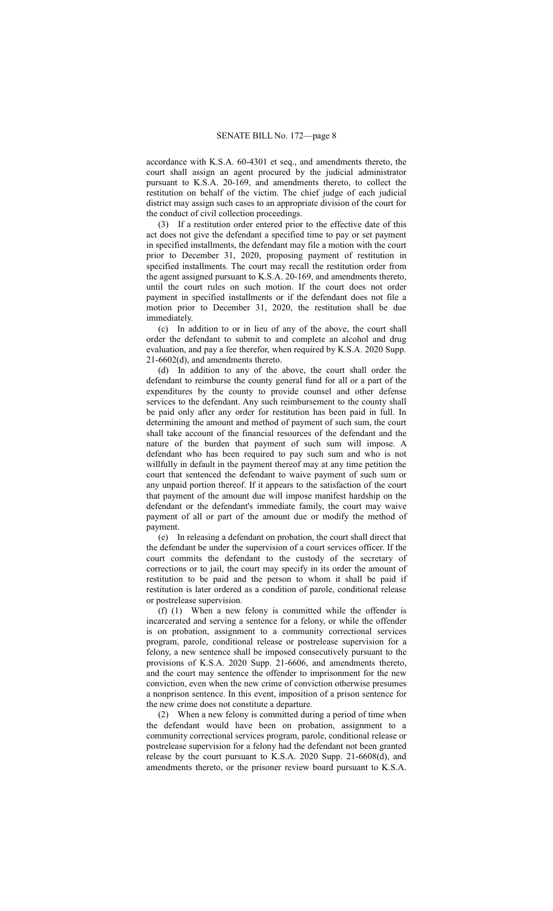accordance with K.S.A. 60-4301 et seq., and amendments thereto, the court shall assign an agent procured by the judicial administrator pursuant to K.S.A. 20-169, and amendments thereto, to collect the restitution on behalf of the victim. The chief judge of each judicial district may assign such cases to an appropriate division of the court for the conduct of civil collection proceedings.

(3) If a restitution order entered prior to the effective date of this act does not give the defendant a specified time to pay or set payment in specified installments, the defendant may file a motion with the court prior to December 31, 2020, proposing payment of restitution in specified installments. The court may recall the restitution order from the agent assigned pursuant to K.S.A. 20-169, and amendments thereto, until the court rules on such motion. If the court does not order payment in specified installments or if the defendant does not file a motion prior to December 31, 2020, the restitution shall be due immediately.

(c) In addition to or in lieu of any of the above, the court shall order the defendant to submit to and complete an alcohol and drug evaluation, and pay a fee therefor, when required by K.S.A. 2020 Supp. 21-6602(d), and amendments thereto.

(d) In addition to any of the above, the court shall order the defendant to reimburse the county general fund for all or a part of the expenditures by the county to provide counsel and other defense services to the defendant. Any such reimbursement to the county shall be paid only after any order for restitution has been paid in full. In determining the amount and method of payment of such sum, the court shall take account of the financial resources of the defendant and the nature of the burden that payment of such sum will impose. A defendant who has been required to pay such sum and who is not willfully in default in the payment thereof may at any time petition the court that sentenced the defendant to waive payment of such sum or any unpaid portion thereof. If it appears to the satisfaction of the court that payment of the amount due will impose manifest hardship on the defendant or the defendant's immediate family, the court may waive payment of all or part of the amount due or modify the method of payment.

(e) In releasing a defendant on probation, the court shall direct that the defendant be under the supervision of a court services officer. If the court commits the defendant to the custody of the secretary of corrections or to jail, the court may specify in its order the amount of restitution to be paid and the person to whom it shall be paid if restitution is later ordered as a condition of parole, conditional release or postrelease supervision.

(f) (1) When a new felony is committed while the offender is incarcerated and serving a sentence for a felony, or while the offender is on probation, assignment to a community correctional services program, parole, conditional release or postrelease supervision for a felony, a new sentence shall be imposed consecutively pursuant to the provisions of K.S.A. 2020 Supp. 21-6606, and amendments thereto, and the court may sentence the offender to imprisonment for the new conviction, even when the new crime of conviction otherwise presumes a nonprison sentence. In this event, imposition of a prison sentence for the new crime does not constitute a departure.

(2) When a new felony is committed during a period of time when the defendant would have been on probation, assignment to a community correctional services program, parole, conditional release or postrelease supervision for a felony had the defendant not been granted release by the court pursuant to K.S.A. 2020 Supp. 21-6608(d), and amendments thereto, or the prisoner review board pursuant to K.S.A.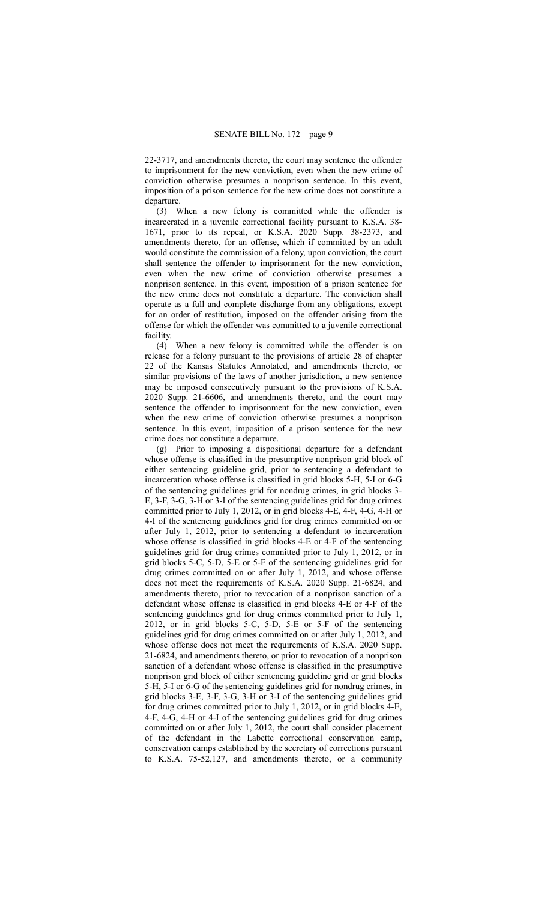22-3717, and amendments thereto, the court may sentence the offender to imprisonment for the new conviction, even when the new crime of conviction otherwise presumes a nonprison sentence. In this event, imposition of a prison sentence for the new crime does not constitute a departure.

(3) When a new felony is committed while the offender is incarcerated in a juvenile correctional facility pursuant to K.S.A. 38-1671, prior to its repeal, or K.S.A. 2020 Supp. 38-2373, and amendments thereto, for an offense, which if committed by an adult would constitute the commission of a felony, upon conviction, the court shall sentence the offender to imprisonment for the new conviction, even when the new crime of conviction otherwise presumes a nonprison sentence. In this event, imposition of a prison sentence for the new crime does not constitute a departure. The conviction shall operate as a full and complete discharge from any obligations, except for an order of restitution, imposed on the offender arising from the offense for which the offender was committed to a juvenile correctional facility.

(4) When a new felony is committed while the offender is on release for a felony pursuant to the provisions of article 28 of chapter 22 of the Kansas Statutes Annotated, and amendments thereto, or similar provisions of the laws of another jurisdiction, a new sentence may be imposed consecutively pursuant to the provisions of K.S.A. 2020 Supp. 21-6606, and amendments thereto, and the court may sentence the offender to imprisonment for the new conviction, even when the new crime of conviction otherwise presumes a nonprison sentence. In this event, imposition of a prison sentence for the new crime does not constitute a departure.

(g) Prior to imposing a dispositional departure for a defendant whose offense is classified in the presumptive nonprison grid block of either sentencing guideline grid, prior to sentencing a defendant to incarceration whose offense is classified in grid blocks 5-H, 5-I or 6-G of the sentencing guidelines grid for nondrug crimes, in grid blocks 3-E, 3-F, 3-G, 3-H or 3-I of the sentencing guidelines grid for drug crimes committed prior to July 1, 2012, or in grid blocks 4-E, 4-F, 4-G, 4-H or 4-I of the sentencing guidelines grid for drug crimes committed on or after July 1, 2012, prior to sentencing a defendant to incarceration whose offense is classified in grid blocks 4-E or 4-F of the sentencing guidelines grid for drug crimes committed prior to July 1, 2012, or in grid blocks 5-C, 5-D, 5-E or 5-F of the sentencing guidelines grid for drug crimes committed on or after July 1, 2012, and whose offense does not meet the requirements of K.S.A. 2020 Supp. 21-6824, and amendments thereto, prior to revocation of a nonprison sanction of a defendant whose offense is classified in grid blocks 4-E or 4-F of the sentencing guidelines grid for drug crimes committed prior to July 1, 2012, or in grid blocks 5-C, 5-D, 5-E or 5-F of the sentencing guidelines grid for drug crimes committed on or after July 1, 2012, and whose offense does not meet the requirements of K.S.A. 2020 Supp. 21-6824, and amendments thereto, or prior to revocation of a nonprison sanction of a defendant whose offense is classified in the presumptive nonprison grid block of either sentencing guideline grid or grid blocks 5-H, 5-I or 6-G of the sentencing guidelines grid for nondrug crimes, in grid blocks 3-E, 3-F, 3-G, 3-H or 3-I of the sentencing guidelines grid for drug crimes committed prior to July 1, 2012, or in grid blocks 4-E, 4-F, 4-G, 4-H or 4-I of the sentencing guidelines grid for drug crimes committed on or after July 1, 2012, the court shall consider placement of the defendant in the Labette correctional conservation camp, conservation camps established by the secretary of corrections pursuant to K.S.A. 75-52,127, and amendments thereto, or a community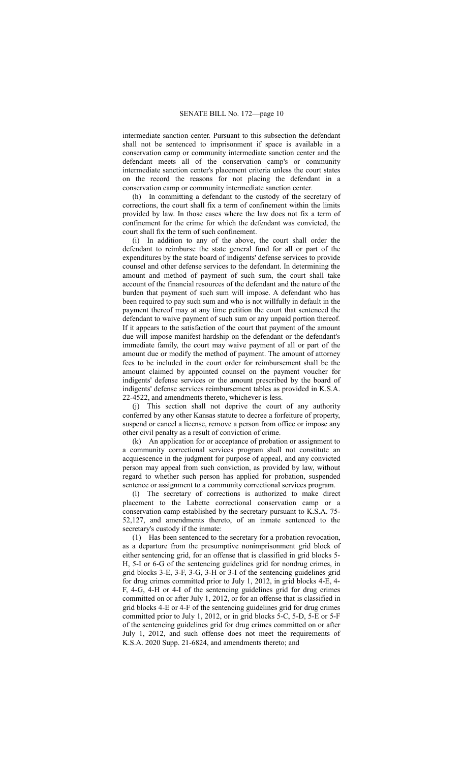intermediate sanction center. Pursuant to this subsection the defendant shall not be sentenced to imprisonment if space is available in a conservation camp or community intermediate sanction center and the defendant meets all of the conservation camp's or community intermediate sanction center's placement criteria unless the court states on the record the reasons for not placing the defendant in a conservation camp or community intermediate sanction center.

(h) In committing a defendant to the custody of the secretary of corrections, the court shall fix a term of confinement within the limits provided by law. In those cases where the law does not fix a term of confinement for the crime for which the defendant was convicted, the court shall fix the term of such confinement.

(i) In addition to any of the above, the court shall order the defendant to reimburse the state general fund for all or part of the expenditures by the state board of indigents' defense services to provide counsel and other defense services to the defendant. In determining the amount and method of payment of such sum, the court shall take account of the financial resources of the defendant and the nature of the burden that payment of such sum will impose. A defendant who has been required to pay such sum and who is not willfully in default in the payment thereof may at any time petition the court that sentenced the defendant to waive payment of such sum or any unpaid portion thereof. If it appears to the satisfaction of the court that payment of the amount due will impose manifest hardship on the defendant or the defendant's immediate family, the court may waive payment of all or part of the amount due or modify the method of payment. The amount of attorney fees to be included in the court order for reimbursement shall be the amount claimed by appointed counsel on the payment voucher for indigents' defense services or the amount prescribed by the board of indigents' defense services reimbursement tables as provided in K.S.A. 22-4522, and amendments thereto, whichever is less.

(j) This section shall not deprive the court of any authority conferred by any other Kansas statute to decree a forfeiture of property, suspend or cancel a license, remove a person from office or impose any other civil penalty as a result of conviction of crime.

(k) An application for or acceptance of probation or assignment to a community correctional services program shall not constitute an acquiescence in the judgment for purpose of appeal, and any convicted person may appeal from such conviction, as provided by law, without regard to whether such person has applied for probation, suspended sentence or assignment to a community correctional services program.

(l) The secretary of corrections is authorized to make direct placement to the Labette correctional conservation camp or a conservation camp established by the secretary pursuant to K.S.A. 75-52,127, and amendments thereto, of an inmate sentenced to the secretary's custody if the inmate:

(1) Has been sentenced to the secretary for a probation revocation, as a departure from the presumptive nonimprisonment grid block of either sentencing grid, for an offense that is classified in grid blocks 5-H, 5-I or 6-G of the sentencing guidelines grid for nondrug crimes, in grid blocks 3-E, 3-F, 3-G, 3-H or 3-I of the sentencing guidelines grid for drug crimes committed prior to July 1, 2012, in grid blocks 4-E, 4-F, 4-G, 4-H or 4-I of the sentencing guidelines grid for drug crimes committed on or after July 1, 2012, or for an offense that is classified in grid blocks 4-E or 4-F of the sentencing guidelines grid for drug crimes committed prior to July 1, 2012, or in grid blocks 5-C, 5-D, 5-E or 5-F of the sentencing guidelines grid for drug crimes committed on or after July 1, 2012, and such offense does not meet the requirements of K.S.A. 2020 Supp. 21-6824, and amendments thereto; and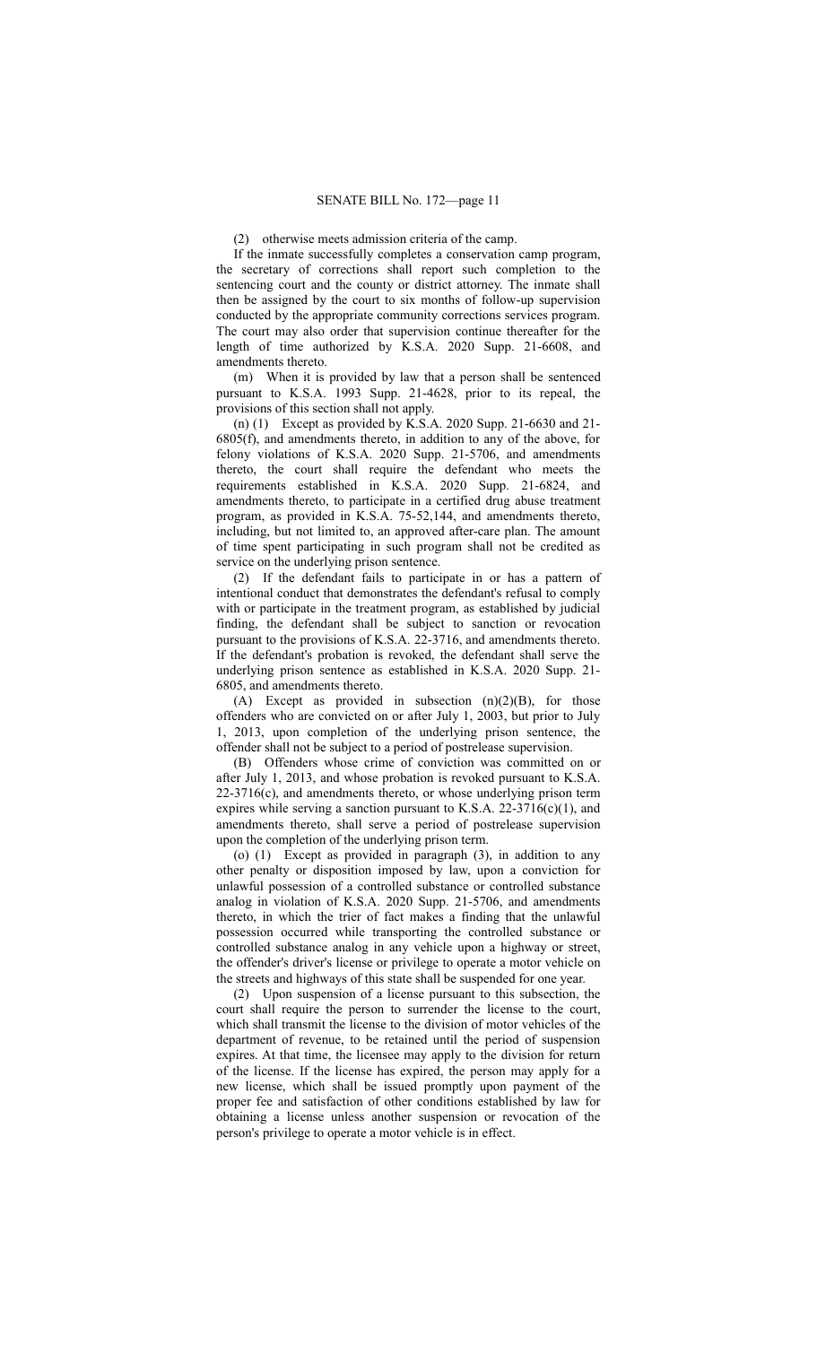(2) otherwise meets admission criteria of the camp.

If the inmate successfully completes a conservation camp program, the secretary of corrections shall report such completion to the sentencing court and the county or district attorney. The inmate shall then be assigned by the court to six months of follow-up supervision conducted by the appropriate community corrections services program. The court may also order that supervision continue thereafter for the length of time authorized by K.S.A. 2020 Supp. 21-6608, and amendments thereto.

(m) When it is provided by law that a person shall be sentenced pursuant to K.S.A. 1993 Supp. 21-4628, prior to its repeal, the provisions of this section shall not apply.

(n) (1) Except as provided by K.S.A. 2020 Supp. 21-6630 and 21-6805(f), and amendments thereto, in addition to any of the above, for felony violations of K.S.A. 2020 Supp. 21-5706, and amendments thereto, the court shall require the defendant who meets the requirements established in K.S.A. 2020 Supp. 21-6824, and amendments thereto, to participate in a certified drug abuse treatment program, as provided in K.S.A. 75-52,144, and amendments thereto, including, but not limited to, an approved after-care plan. The amount of time spent participating in such program shall not be credited as service on the underlying prison sentence.

(2) If the defendant fails to participate in or has a pattern of intentional conduct that demonstrates the defendant's refusal to comply with or participate in the treatment program, as established by judicial finding, the defendant shall be subject to sanction or revocation pursuant to the provisions of K.S.A. 22-3716, and amendments thereto. If the defendant's probation is revoked, the defendant shall serve the underlying prison sentence as established in K.S.A. 2020 Supp. 21-6805, and amendments thereto.

(A) Except as provided in subsection (n)(2)(B), for those offenders who are convicted on or after July 1, 2003, but prior to July 1, 2013, upon completion of the underlying prison sentence, the offender shall not be subject to a period of postrelease supervision.

(B) Offenders whose crime of conviction was committed on or after July 1, 2013, and whose probation is revoked pursuant to K.S.A. 22-3716(c), and amendments thereto, or whose underlying prison term expires while serving a sanction pursuant to K.S.A. 22-3716(c)(1), and amendments thereto, shall serve a period of postrelease supervision upon the completion of the underlying prison term.

(o) (1) Except as provided in paragraph (3), in addition to any other penalty or disposition imposed by law, upon a conviction for unlawful possession of a controlled substance or controlled substance analog in violation of K.S.A. 2020 Supp. 21-5706, and amendments thereto, in which the trier of fact makes a finding that the unlawful possession occurred while transporting the controlled substance or controlled substance analog in any vehicle upon a highway or street, the offender's driver's license or privilege to operate a motor vehicle on the streets and highways of this state shall be suspended for one year.

(2) Upon suspension of a license pursuant to this subsection, the court shall require the person to surrender the license to the court, which shall transmit the license to the division of motor vehicles of the department of revenue, to be retained until the period of suspension expires. At that time, the licensee may apply to the division for return of the license. If the license has expired, the person may apply for a new license, which shall be issued promptly upon payment of the proper fee and satisfaction of other conditions established by law for obtaining a license unless another suspension or revocation of the person's privilege to operate a motor vehicle is in effect.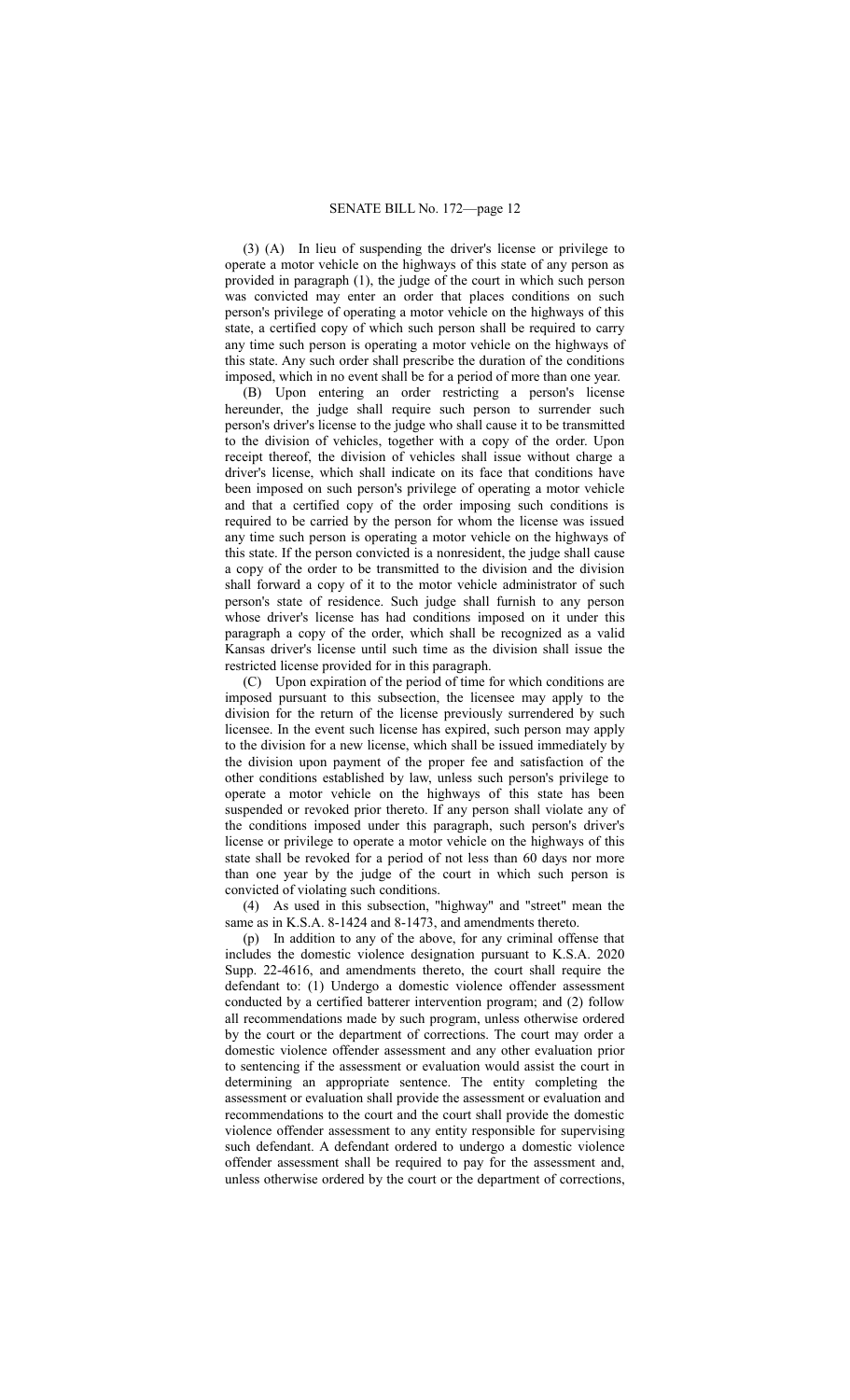(3) (A) In lieu of suspending the driver's license or privilege to operate a motor vehicle on the highways of this state of any person as provided in paragraph (1), the judge of the court in which such person was convicted may enter an order that places conditions on such person's privilege of operating a motor vehicle on the highways of this state, a certified copy of which such person shall be required to carry any time such person is operating a motor vehicle on the highways of this state. Any such order shall prescribe the duration of the conditions imposed, which in no event shall be for a period of more than one year.

(B) Upon entering an order restricting a person's license hereunder, the judge shall require such person to surrender such person's driver's license to the judge who shall cause it to be transmitted to the division of vehicles, together with a copy of the order. Upon receipt thereof, the division of vehicles shall issue without charge a driver's license, which shall indicate on its face that conditions have been imposed on such person's privilege of operating a motor vehicle and that a certified copy of the order imposing such conditions is required to be carried by the person for whom the license was issued any time such person is operating a motor vehicle on the highways of this state. If the person convicted is a nonresident, the judge shall cause a copy of the order to be transmitted to the division and the division shall forward a copy of it to the motor vehicle administrator of such person's state of residence. Such judge shall furnish to any person whose driver's license has had conditions imposed on it under this paragraph a copy of the order, which shall be recognized as a valid Kansas driver's license until such time as the division shall issue the restricted license provided for in this paragraph.

(C) Upon expiration of the period of time for which conditions are imposed pursuant to this subsection, the licensee may apply to the division for the return of the license previously surrendered by such licensee. In the event such license has expired, such person may apply to the division for a new license, which shall be issued immediately by the division upon payment of the proper fee and satisfaction of the other conditions established by law, unless such person's privilege to operate a motor vehicle on the highways of this state has been suspended or revoked prior thereto. If any person shall violate any of the conditions imposed under this paragraph, such person's driver's license or privilege to operate a motor vehicle on the highways of this state shall be revoked for a period of not less than 60 days nor more than one year by the judge of the court in which such person is convicted of violating such conditions.

(4) As used in this subsection, "highway" and "street" mean the same as in K.S.A. 8-1424 and 8-1473, and amendments thereto.

(p) In addition to any of the above, for any criminal offense that includes the domestic violence designation pursuant to K.S.A. 2020 Supp. 22-4616, and amendments thereto, the court shall require the defendant to: (1) Undergo a domestic violence offender assessment conducted by a certified batterer intervention program; and (2) follow all recommendations made by such program, unless otherwise ordered by the court or the department of corrections. The court may order a domestic violence offender assessment and any other evaluation prior to sentencing if the assessment or evaluation would assist the court in determining an appropriate sentence. The entity completing the assessment or evaluation shall provide the assessment or evaluation and recommendations to the court and the court shall provide the domestic violence offender assessment to any entity responsible for supervising such defendant. A defendant ordered to undergo a domestic violence offender assessment shall be required to pay for the assessment and, unless otherwise ordered by the court or the department of corrections,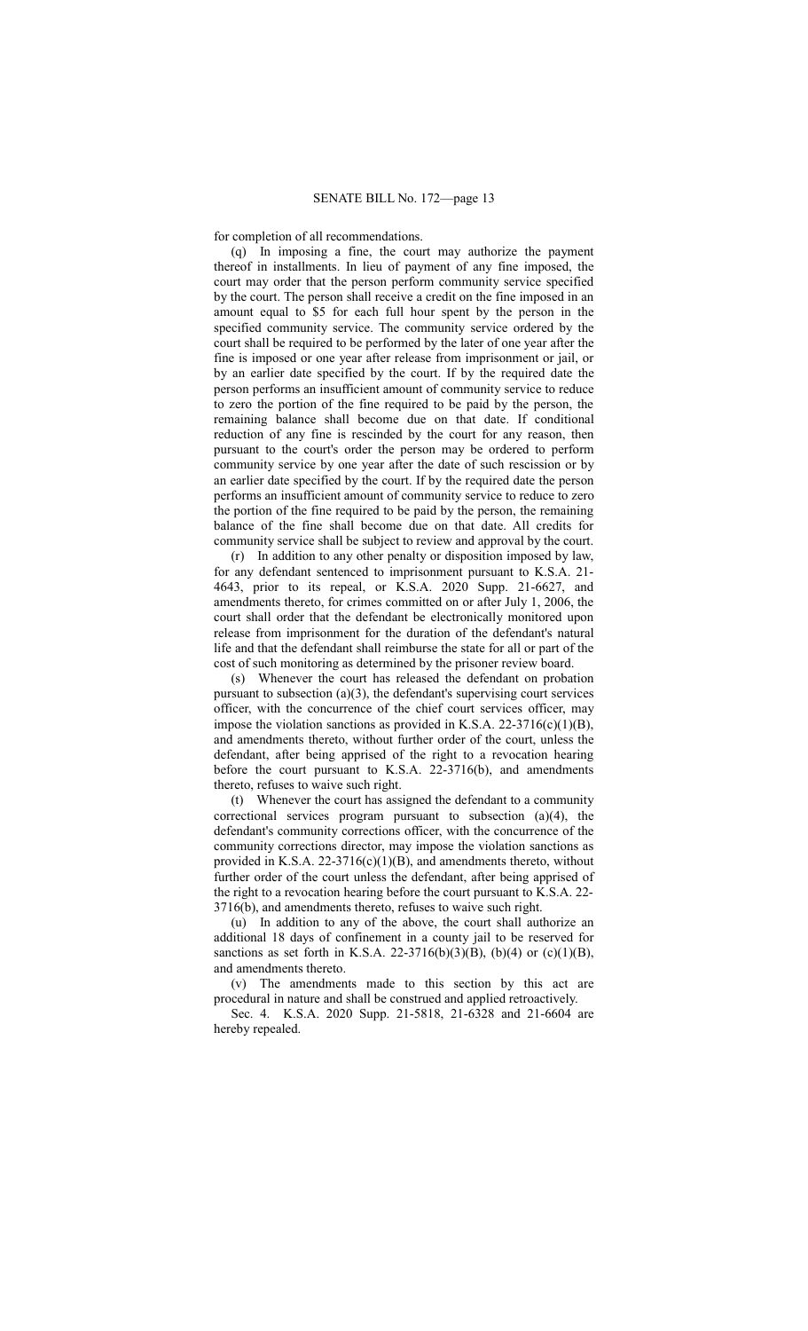for completion of all recommendations.

(q) In imposing a fine, the court may authorize the payment thereof in installments. In lieu of payment of any fine imposed, the court may order that the person perform community service specified by the court. The person shall receive a credit on the fine imposed in an amount equal to $5 for each full hour spent by the person in the specified community service. The community service ordered by the court shall be required to be performed by the later of one year after the fine is imposed or one year after release from imprisonment or jail, or by an earlier date specified by the court. If by the required date the person performs an insufficient amount of community service to reduce to zero the portion of the fine required to be paid by the person, the remaining balance shall become due on that date. If conditional reduction of any fine is rescinded by the court for any reason, then pursuant to the court's order the person may be ordered to perform community service by one year after the date of such rescission or by an earlier date specified by the court. If by the required date the person performs an insufficient amount of community service to reduce to zero the portion of the fine required to be paid by the person, the remaining balance of the fine shall become due on that date. All credits for community service shall be subject to review and approval by the court.

(r) In addition to any other penalty or disposition imposed by law, for any defendant sentenced to imprisonment pursuant to K.S.A. 21-4643, prior to its repeal, or K.S.A. 2020 Supp. 21-6627, and amendments thereto, for crimes committed on or after July 1, 2006, the court shall order that the defendant be electronically monitored upon release from imprisonment for the duration of the defendant's natural life and that the defendant shall reimburse the state for all or part of the cost of such monitoring as determined by the prisoner review board.

(s) Whenever the court has released the defendant on probation pursuant to subsection (a)(3), the defendant's supervising court services officer, with the concurrence of the chief court services officer, may impose the violation sanctions as provided in K.S.A. 22-3716(c)(1)(B), and amendments thereto, without further order of the court, unless the defendant, after being apprised of the right to a revocation hearing before the court pursuant to K.S.A. 22-3716(b), and amendments thereto, refuses to waive such right.

(t) Whenever the court has assigned the defendant to a community correctional services program pursuant to subsection (a)(4), the defendant's community corrections officer, with the concurrence of the community corrections director, may impose the violation sanctions as provided in K.S.A. 22-3716(c)(1)(B), and amendments thereto, without further order of the court unless the defendant, after being apprised of the right to a revocation hearing before the court pursuant to K.S.A. 22-3716(b), and amendments thereto, refuses to waive such right.

(u) In addition to any of the above, the court shall authorize an additional 18 days of confinement in a county jail to be reserved for sanctions as set forth in K.S.A. 22-3716(b)(3)(B), (b)(4) or (c)(1)(B), and amendments thereto.

(v) The amendments made to this section by this act are procedural in nature and shall be construed and applied retroactively.

Sec. 4. K.S.A. 2020 Supp. 21-5818, 21-6328 and 21-6604 are hereby repealed.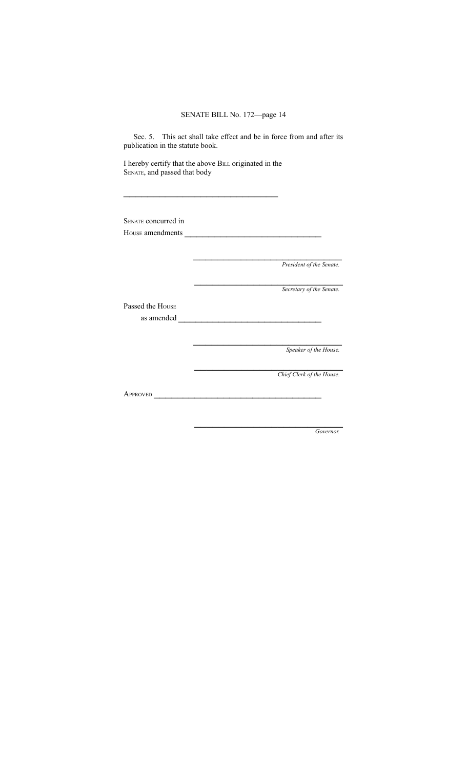SENATE BILL No. 172—page 14

Sec. 5. This act shall take effect and be in force from and after its publication in the statute book.

I hereby certify that the above BILL originated in the SENATE, and passed that body

\_\_\_\_\_\_\_\_\_\_\_\_\_\_\_\_\_\_\_\_\_\_\_\_\_\_\_\_\_\_\_\_\_\_\_\_\_\_

SENATE concurred in
HOUSE amendments \_\_\_\_\_\_\_\_\_\_\_\_\_\_\_\_\_\_\_\_\_\_\_\_\_\_\_\_\_\_\_\_\_\_\_\_

\_\_\_\_\_\_\_\_\_\_\_\_\_\_\_\_\_\_\_\_\_\_\_\_\_\_\_\_\_\_\_\_\_\_\_\_\_\_
*President of the Senate.*

\_\_\_\_\_\_\_\_\_\_\_\_\_\_\_\_\_\_\_\_\_\_\_\_\_\_\_\_\_\_\_\_\_\_\_\_\_\_
*Secretary of the Senate.*

Passed the HOUSE
as amended \_\_\_\_\_\_\_\_\_\_\_\_\_\_\_\_\_\_\_\_\_\_\_\_\_\_\_\_\_\_\_\_\_\_\_\_

\_\_\_\_\_\_\_\_\_\_\_\_\_\_\_\_\_\_\_\_\_\_\_\_\_\_\_\_\_\_\_\_\_\_\_\_\_\_
*Speaker of the House.*

\_\_\_\_\_\_\_\_\_\_\_\_\_\_\_\_\_\_\_\_\_\_\_\_\_\_\_\_\_\_\_\_\_\_\_\_\_\_
*Chief Clerk of the House.*

APPROVED \_\_\_\_\_\_\_\_\_\_\_\_\_\_\_\_\_\_\_\_\_\_\_\_\_\_\_\_\_\_\_\_\_\_\_\_\_\_\_\_\_\_

\_\_\_\_\_\_\_\_\_\_\_\_\_\_\_\_\_\_\_\_\_\_\_\_\_\_\_\_\_\_\_\_\_\_\_\_\_\_
*Governor.*